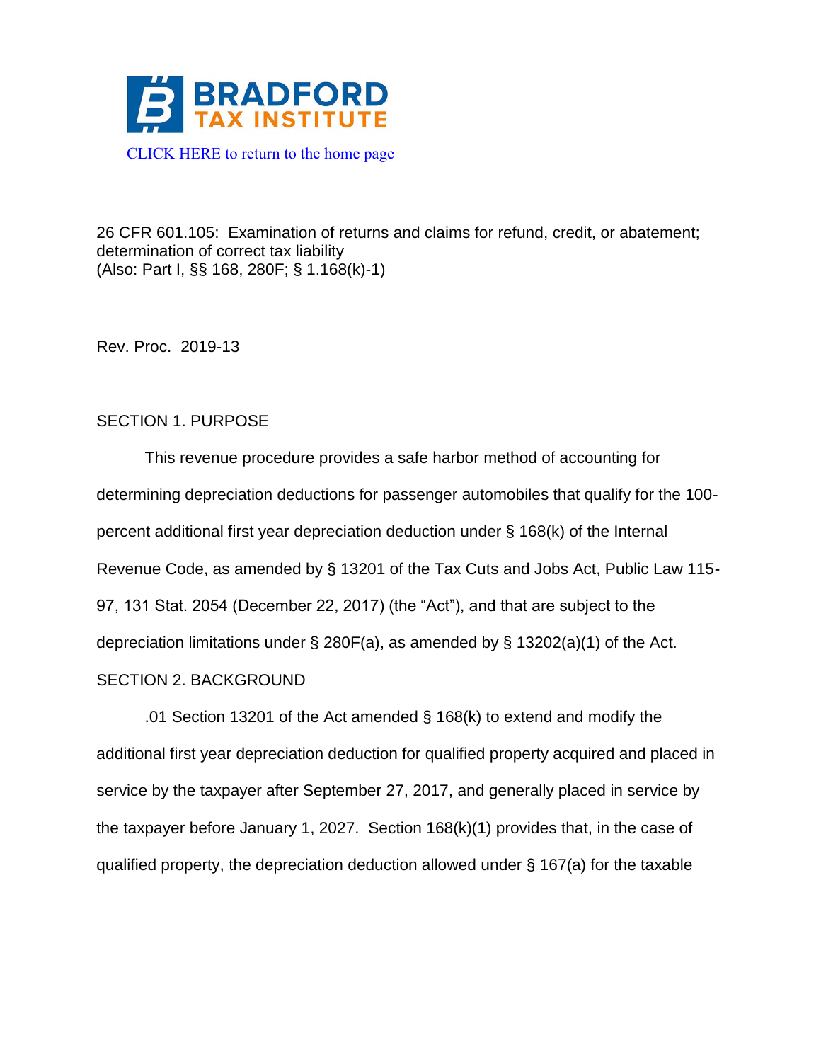BRADFORD TAX INSTITUTE

CLICK HERE to return to the home page

26 CFR 601.105: Examination of returns and claims for refund, credit, or abatement; determination of correct tax liability
(Also: Part I, §§ 168, 280F; § 1.168(k)-1)

Rev. Proc. 2019-13

SECTION 1. PURPOSE

This revenue procedure provides a safe harbor method of accounting for determining depreciation deductions for passenger automobiles that qualify for the 100-percent additional first year depreciation deduction under § 168(k) of the Internal Revenue Code, as amended by § 13201 of the Tax Cuts and Jobs Act, Public Law 115-97, 131 Stat. 2054 (December 22, 2017) (the "Act"), and that are subject to the depreciation limitations under § 280F(a), as amended by § 13202(a)(1) of the Act.

SECTION 2. BACKGROUND

.01 Section 13201 of the Act amended § 168(k) to extend and modify the additional first year depreciation deduction for qualified property acquired and placed in service by the taxpayer after September 27, 2017, and generally placed in service by the taxpayer before January 1, 2027. Section 168(k)(1) provides that, in the case of qualified property, the depreciation deduction allowed under § 167(a) for the taxable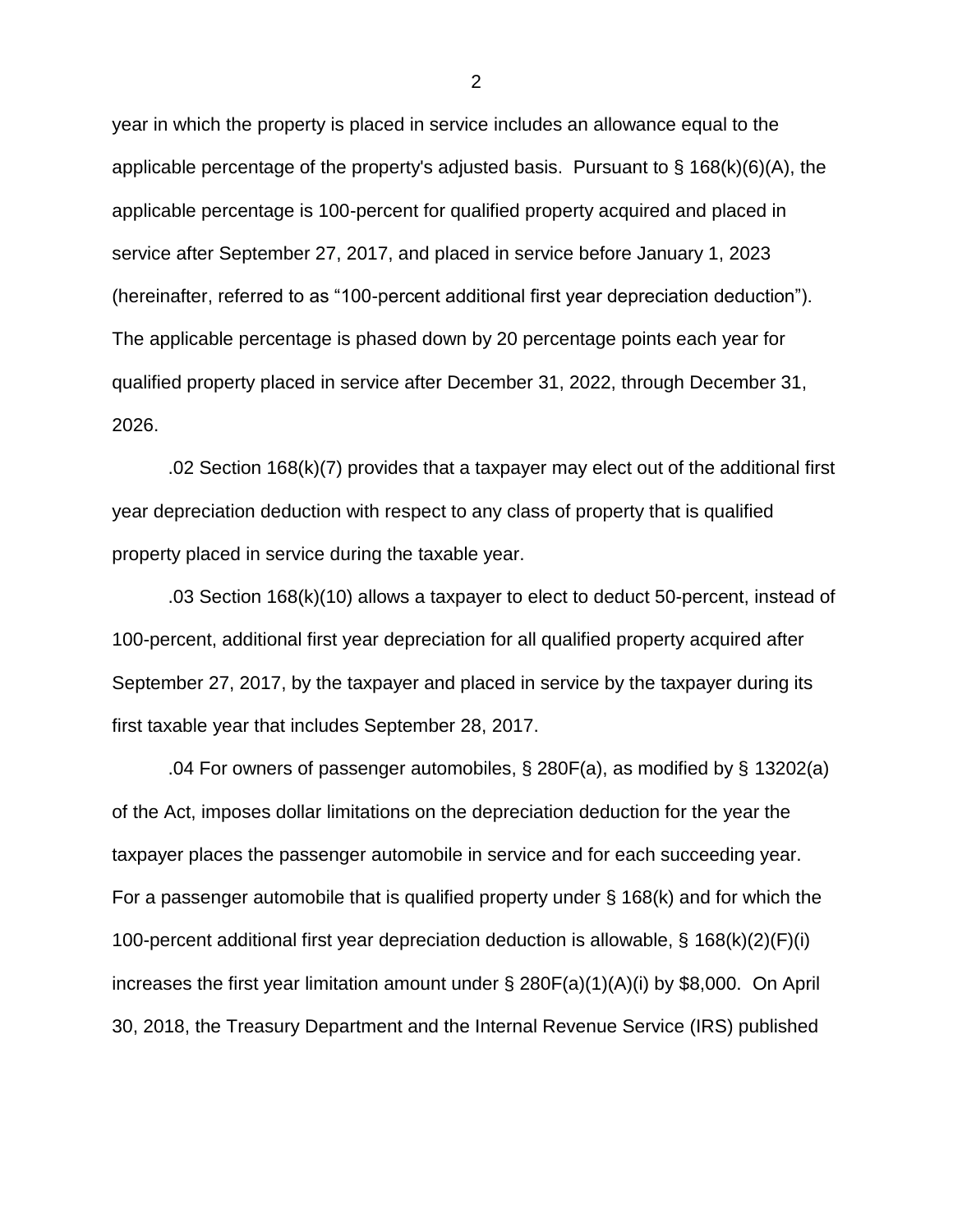year in which the property is placed in service includes an allowance equal to the applicable percentage of the property's adjusted basis. Pursuant to § 168(k)(6)(A), the applicable percentage is 100-percent for qualified property acquired and placed in service after September 27, 2017, and placed in service before January 1, 2023 (hereinafter, referred to as “100-percent additional first year depreciation deduction”). The applicable percentage is phased down by 20 percentage points each year for qualified property placed in service after December 31, 2022, through December 31, 2026.

.02 Section 168(k)(7) provides that a taxpayer may elect out of the additional first year depreciation deduction with respect to any class of property that is qualified property placed in service during the taxable year.

.03 Section 168(k)(10) allows a taxpayer to elect to deduct 50-percent, instead of 100-percent, additional first year depreciation for all qualified property acquired after September 27, 2017, by the taxpayer and placed in service by the taxpayer during its first taxable year that includes September 28, 2017.

.04 For owners of passenger automobiles, § 280F(a), as modified by § 13202(a) of the Act, imposes dollar limitations on the depreciation deduction for the year the taxpayer places the passenger automobile in service and for each succeeding year. For a passenger automobile that is qualified property under § 168(k) and for which the 100-percent additional first year depreciation deduction is allowable, § 168(k)(2)(F)(i) increases the first year limitation amount under § 280F(a)(1)(A)(i) by $8,000. On April 30, 2018, the Treasury Department and the Internal Revenue Service (IRS) published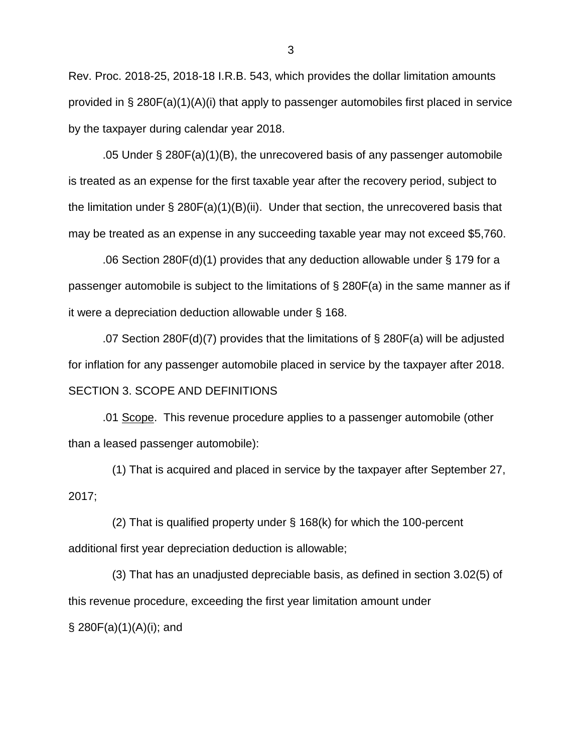Rev. Proc. 2018-25, 2018-18 I.R.B. 543, which provides the dollar limitation amounts provided in § 280F(a)(1)(A)(i) that apply to passenger automobiles first placed in service by the taxpayer during calendar year 2018.

.05 Under § 280F(a)(1)(B), the unrecovered basis of any passenger automobile is treated as an expense for the first taxable year after the recovery period, subject to the limitation under § 280F(a)(1)(B)(ii). Under that section, the unrecovered basis that may be treated as an expense in any succeeding taxable year may not exceed $5,760.

.06 Section 280F(d)(1) provides that any deduction allowable under § 179 for a passenger automobile is subject to the limitations of § 280F(a) in the same manner as if it were a depreciation deduction allowable under § 168.

.07 Section 280F(d)(7) provides that the limitations of § 280F(a) will be adjusted for inflation for any passenger automobile placed in service by the taxpayer after 2018.

SECTION 3. SCOPE AND DEFINITIONS

.01 Scope. This revenue procedure applies to a passenger automobile (other than a leased passenger automobile):

(1) That is acquired and placed in service by the taxpayer after September 27, 2017;

(2) That is qualified property under § 168(k) for which the 100-percent additional first year depreciation deduction is allowable;

(3) That has an unadjusted depreciable basis, as defined in section 3.02(5) of this revenue procedure, exceeding the first year limitation amount under § 280F(a)(1)(A)(i); and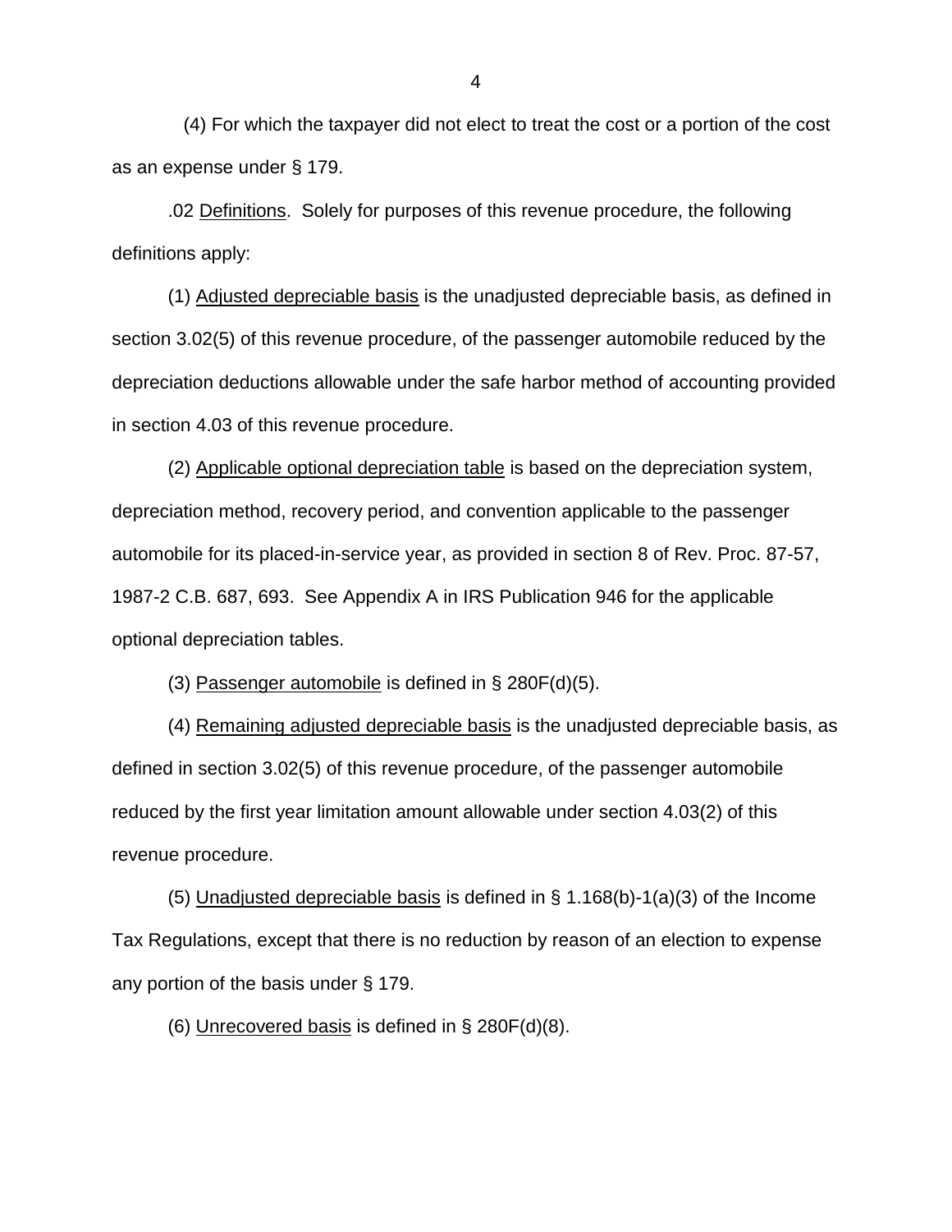(4) For which the taxpayer did not elect to treat the cost or a portion of the cost as an expense under § 179.

.02 Definitions. Solely for purposes of this revenue procedure, the following definitions apply:

(1) Adjusted depreciable basis is the unadjusted depreciable basis, as defined in section 3.02(5) of this revenue procedure, of the passenger automobile reduced by the depreciation deductions allowable under the safe harbor method of accounting provided in section 4.03 of this revenue procedure.

(2) Applicable optional depreciation table is based on the depreciation system, depreciation method, recovery period, and convention applicable to the passenger automobile for its placed-in-service year, as provided in section 8 of Rev. Proc. 87-57, 1987-2 C.B. 687, 693. See Appendix A in IRS Publication 946 for the applicable optional depreciation tables.

(3) Passenger automobile is defined in § 280F(d)(5).

(4) Remaining adjusted depreciable basis is the unadjusted depreciable basis, as defined in section 3.02(5) of this revenue procedure, of the passenger automobile reduced by the first year limitation amount allowable under section 4.03(2) of this revenue procedure.

(5) Unadjusted depreciable basis is defined in § 1.168(b)-1(a)(3) of the Income Tax Regulations, except that there is no reduction by reason of an election to expense any portion of the basis under § 179.

(6) Unrecovered basis is defined in § 280F(d)(8).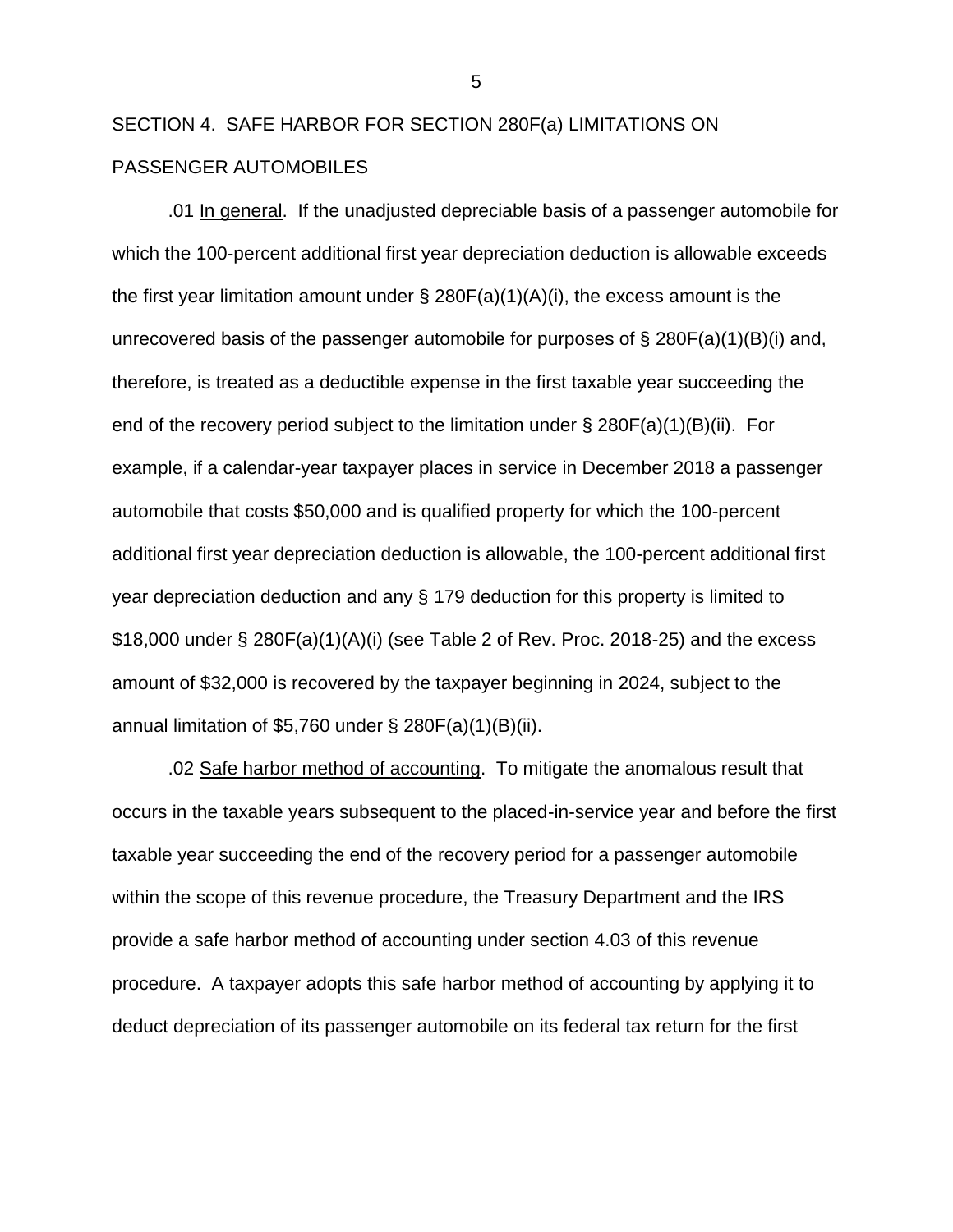## SECTION 4. SAFE HARBOR FOR SECTION 280F(a) LIMITATIONS ON PASSENGER AUTOMOBILES

.01 In general. If the unadjusted depreciable basis of a passenger automobile for which the 100-percent additional first year depreciation deduction is allowable exceeds the first year limitation amount under § 280F(a)(1)(A)(i), the excess amount is the unrecovered basis of the passenger automobile for purposes of § 280F(a)(1)(B)(i) and, therefore, is treated as a deductible expense in the first taxable year succeeding the end of the recovery period subject to the limitation under § 280F(a)(1)(B)(ii). For example, if a calendar-year taxpayer places in service in December 2018 a passenger automobile that costs $50,000 and is qualified property for which the 100-percent additional first year depreciation deduction is allowable, the 100-percent additional first year depreciation deduction and any § 179 deduction for this property is limited to $18,000 under § 280F(a)(1)(A)(i) (see Table 2 of Rev. Proc. 2018-25) and the excess amount of $32,000 is recovered by the taxpayer beginning in 2024, subject to the annual limitation of $5,760 under § 280F(a)(1)(B)(ii).

.02 Safe harbor method of accounting. To mitigate the anomalous result that occurs in the taxable years subsequent to the placed-in-service year and before the first taxable year succeeding the end of the recovery period for a passenger automobile within the scope of this revenue procedure, the Treasury Department and the IRS provide a safe harbor method of accounting under section 4.03 of this revenue procedure. A taxpayer adopts this safe harbor method of accounting by applying it to deduct depreciation of its passenger automobile on its federal tax return for the first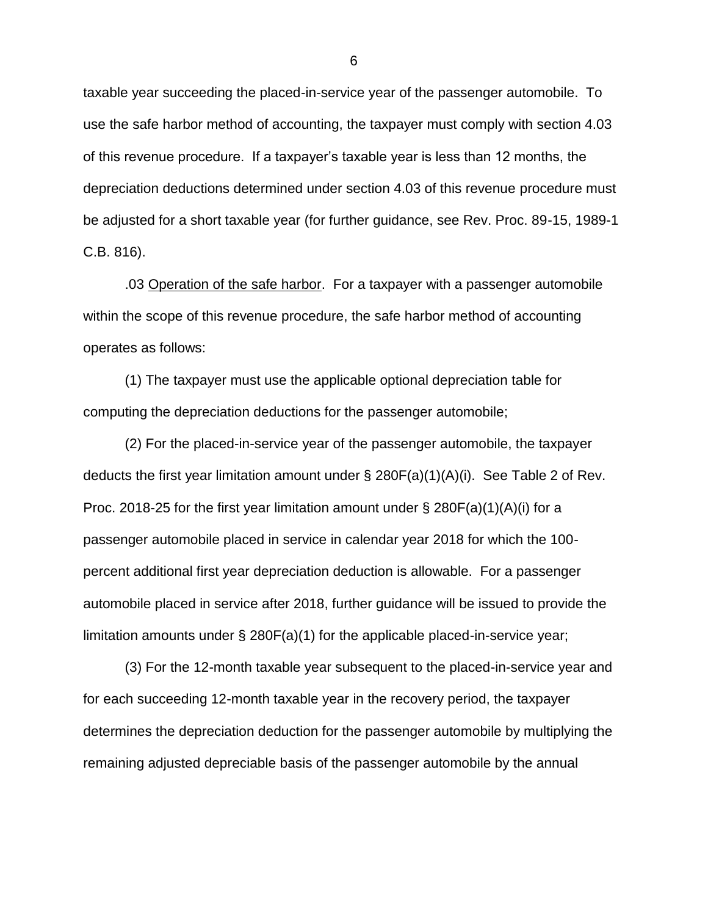taxable year succeeding the placed-in-service year of the passenger automobile. To use the safe harbor method of accounting, the taxpayer must comply with section 4.03 of this revenue procedure. If a taxpayer's taxable year is less than 12 months, the depreciation deductions determined under section 4.03 of this revenue procedure must be adjusted for a short taxable year (for further guidance, see Rev. Proc. 89-15, 1989-1 C.B. 816).

.03 Operation of the safe harbor. For a taxpayer with a passenger automobile within the scope of this revenue procedure, the safe harbor method of accounting operates as follows:

(1) The taxpayer must use the applicable optional depreciation table for computing the depreciation deductions for the passenger automobile;

(2) For the placed-in-service year of the passenger automobile, the taxpayer deducts the first year limitation amount under § 280F(a)(1)(A)(i). See Table 2 of Rev. Proc. 2018-25 for the first year limitation amount under § 280F(a)(1)(A)(i) for a passenger automobile placed in service in calendar year 2018 for which the 100-percent additional first year depreciation deduction is allowable. For a passenger automobile placed in service after 2018, further guidance will be issued to provide the limitation amounts under § 280F(a)(1) for the applicable placed-in-service year;

(3) For the 12-month taxable year subsequent to the placed-in-service year and for each succeeding 12-month taxable year in the recovery period, the taxpayer determines the depreciation deduction for the passenger automobile by multiplying the remaining adjusted depreciable basis of the passenger automobile by the annual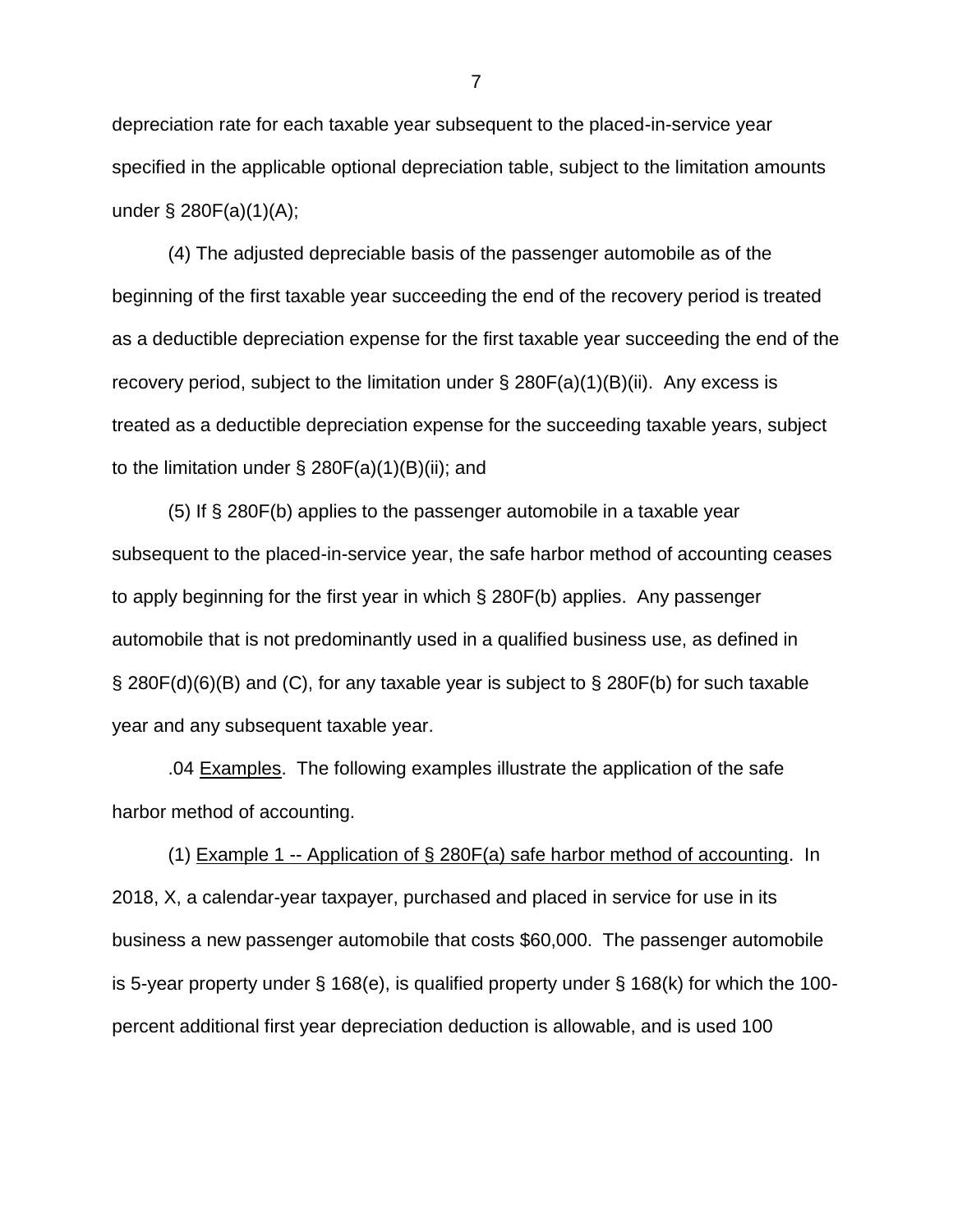depreciation rate for each taxable year subsequent to the placed-in-service year specified in the applicable optional depreciation table, subject to the limitation amounts under § 280F(a)(1)(A);

(4) The adjusted depreciable basis of the passenger automobile as of the beginning of the first taxable year succeeding the end of the recovery period is treated as a deductible depreciation expense for the first taxable year succeeding the end of the recovery period, subject to the limitation under § 280F(a)(1)(B)(ii). Any excess is treated as a deductible depreciation expense for the succeeding taxable years, subject to the limitation under § 280F(a)(1)(B)(ii); and

(5) If § 280F(b) applies to the passenger automobile in a taxable year subsequent to the placed-in-service year, the safe harbor method of accounting ceases to apply beginning for the first year in which § 280F(b) applies. Any passenger automobile that is not predominantly used in a qualified business use, as defined in § 280F(d)(6)(B) and (C), for any taxable year is subject to § 280F(b) for such taxable year and any subsequent taxable year.

.04 Examples. The following examples illustrate the application of the safe harbor method of accounting.

(1) Example 1 -- Application of § 280F(a) safe harbor method of accounting. In 2018, X, a calendar-year taxpayer, purchased and placed in service for use in its business a new passenger automobile that costs $60,000. The passenger automobile is 5-year property under § 168(e), is qualified property under § 168(k) for which the 100-percent additional first year depreciation deduction is allowable, and is used 100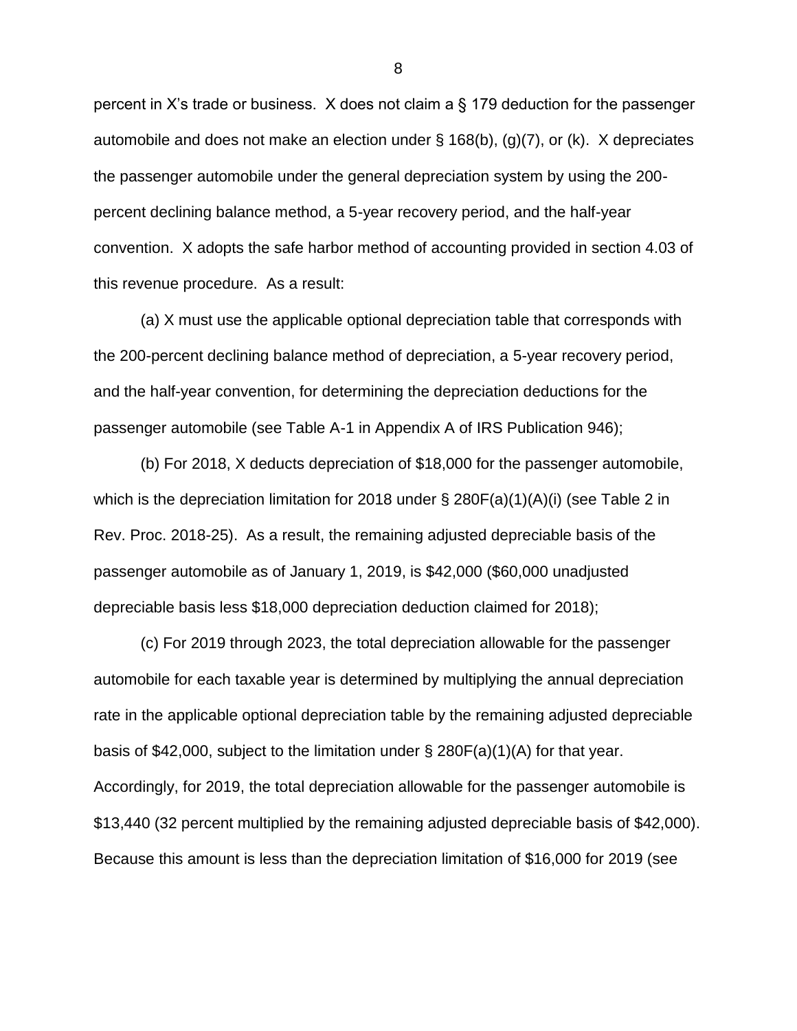percent in X's trade or business. X does not claim a § 179 deduction for the passenger automobile and does not make an election under § 168(b), (g)(7), or (k). X depreciates the passenger automobile under the general depreciation system by using the 200-percent declining balance method, a 5-year recovery period, and the half-year convention. X adopts the safe harbor method of accounting provided in section 4.03 of this revenue procedure. As a result:

(a) X must use the applicable optional depreciation table that corresponds with the 200-percent declining balance method of depreciation, a 5-year recovery period, and the half-year convention, for determining the depreciation deductions for the passenger automobile (see Table A-1 in Appendix A of IRS Publication 946);

(b) For 2018, X deducts depreciation of $18,000 for the passenger automobile, which is the depreciation limitation for 2018 under § 280F(a)(1)(A)(i) (see Table 2 in Rev. Proc. 2018-25). As a result, the remaining adjusted depreciable basis of the passenger automobile as of January 1, 2019, is $42,000 ($60,000 unadjusted depreciable basis less $18,000 depreciation deduction claimed for 2018);

(c) For 2019 through 2023, the total depreciation allowable for the passenger automobile for each taxable year is determined by multiplying the annual depreciation rate in the applicable optional depreciation table by the remaining adjusted depreciable basis of $42,000, subject to the limitation under § 280F(a)(1)(A) for that year. Accordingly, for 2019, the total depreciation allowable for the passenger automobile is $13,440 (32 percent multiplied by the remaining adjusted depreciable basis of $42,000). Because this amount is less than the depreciation limitation of $16,000 for 2019 (see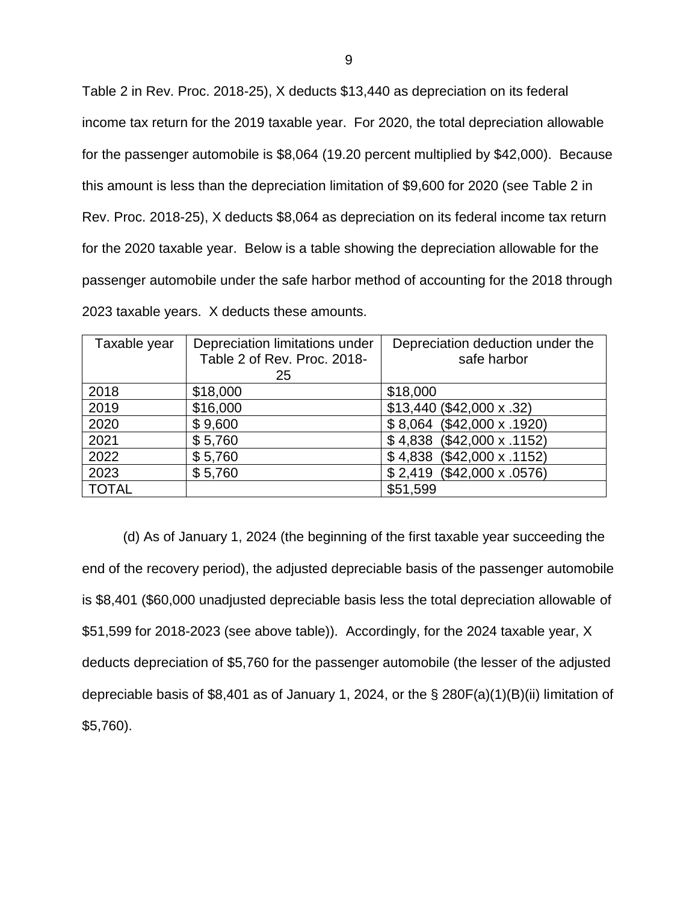Table 2 in Rev. Proc. 2018-25), X deducts $13,440 as depreciation on its federal income tax return for the 2019 taxable year. For 2020, the total depreciation allowable for the passenger automobile is $8,064 (19.20 percent multiplied by $42,000). Because this amount is less than the depreciation limitation of $9,600 for 2020 (see Table 2 in Rev. Proc. 2018-25), X deducts $8,064 as depreciation on its federal income tax return for the 2020 taxable year. Below is a table showing the depreciation allowable for the passenger automobile under the safe harbor method of accounting for the 2018 through 2023 taxable years. X deducts these amounts.

| Taxable year | Depreciation limitations under Table 2 of Rev. Proc. 2018-25 | Depreciation deduction under the safe harbor |
|---|---|---|
| 2018 | $18,000 | $18,000 |
| 2019 | $16,000 | $13,440 ($42,000 x .32) |
| 2020 | $ 9,600 | $ 8,064 ($42,000 x .1920) |
| 2021 | $ 5,760 | $ 4,838 ($42,000 x .1152) |
| 2022 | $ 5,760 | $ 4,838 ($42,000 x .1152) |
| 2023 | $ 5,760 | $ 2,419 ($42,000 x .0576) |
| TOTAL | | $51,599 |

(d) As of January 1, 2024 (the beginning of the first taxable year succeeding the end of the recovery period), the adjusted depreciable basis of the passenger automobile is $8,401 ($60,000 unadjusted depreciable basis less the total depreciation allowable of $51,599 for 2018-2023 (see above table)). Accordingly, for the 2024 taxable year, X deducts depreciation of $5,760 for the passenger automobile (the lesser of the adjusted depreciable basis of $8,401 as of January 1, 2024, or the § 280F(a)(1)(B)(ii) limitation of $5,760).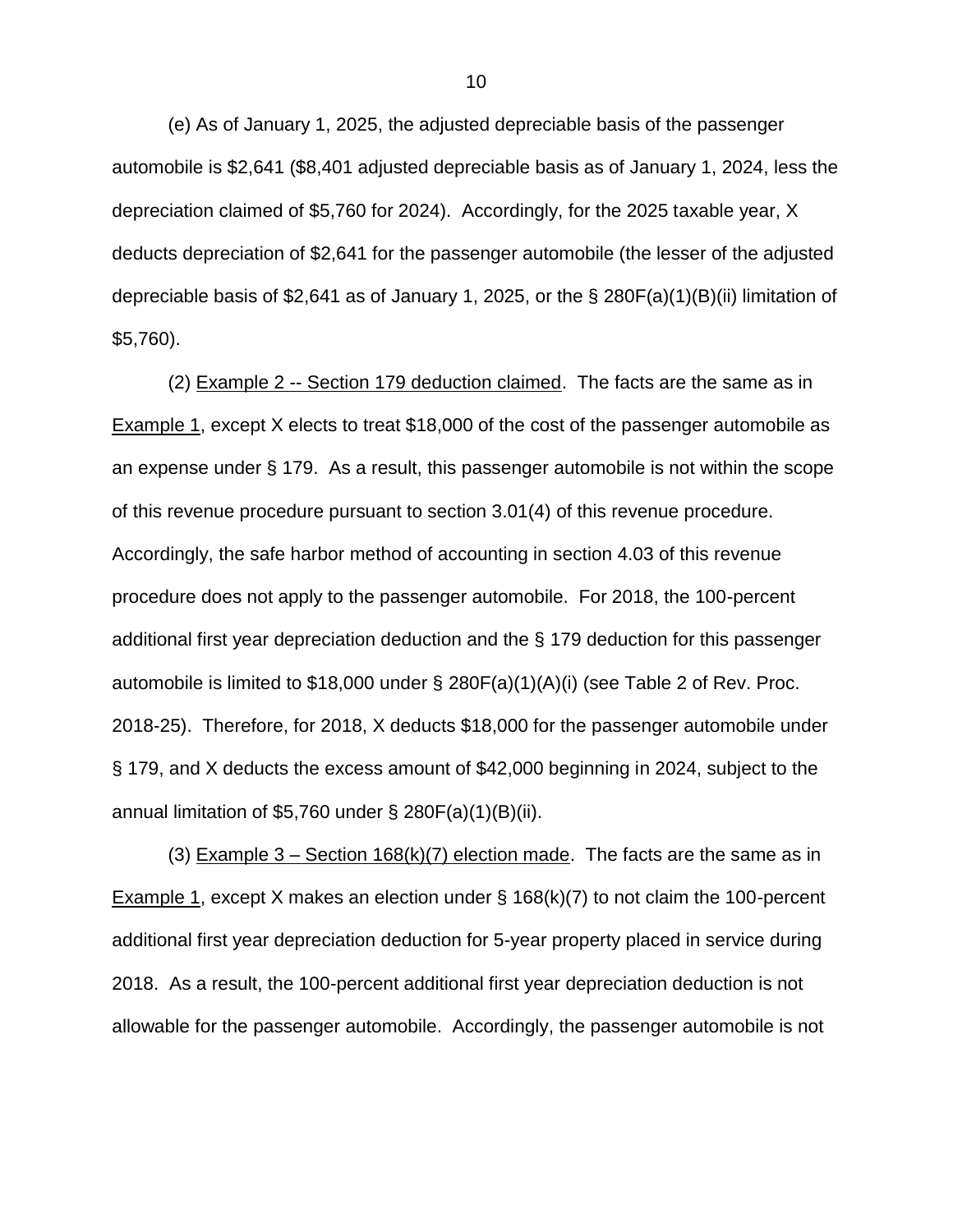(e) As of January 1, 2025, the adjusted depreciable basis of the passenger automobile is $2,641 ($8,401 adjusted depreciable basis as of January 1, 2024, less the depreciation claimed of $5,760 for 2024). Accordingly, for the 2025 taxable year, X deducts depreciation of $2,641 for the passenger automobile (the lesser of the adjusted depreciable basis of $2,641 as of January 1, 2025, or the § 280F(a)(1)(B)(ii) limitation of $5,760).

(2) Example 2 -- Section 179 deduction claimed. The facts are the same as in Example 1, except X elects to treat $18,000 of the cost of the passenger automobile as an expense under § 179. As a result, this passenger automobile is not within the scope of this revenue procedure pursuant to section 3.01(4) of this revenue procedure. Accordingly, the safe harbor method of accounting in section 4.03 of this revenue procedure does not apply to the passenger automobile. For 2018, the 100-percent additional first year depreciation deduction and the § 179 deduction for this passenger automobile is limited to $18,000 under § 280F(a)(1)(A)(i) (see Table 2 of Rev. Proc. 2018-25). Therefore, for 2018, X deducts $18,000 for the passenger automobile under § 179, and X deducts the excess amount of $42,000 beginning in 2024, subject to the annual limitation of $5,760 under § 280F(a)(1)(B)(ii).

(3) Example 3 – Section 168(k)(7) election made. The facts are the same as in Example 1, except X makes an election under § 168(k)(7) to not claim the 100-percent additional first year depreciation deduction for 5-year property placed in service during 2018. As a result, the 100-percent additional first year depreciation deduction is not allowable for the passenger automobile. Accordingly, the passenger automobile is not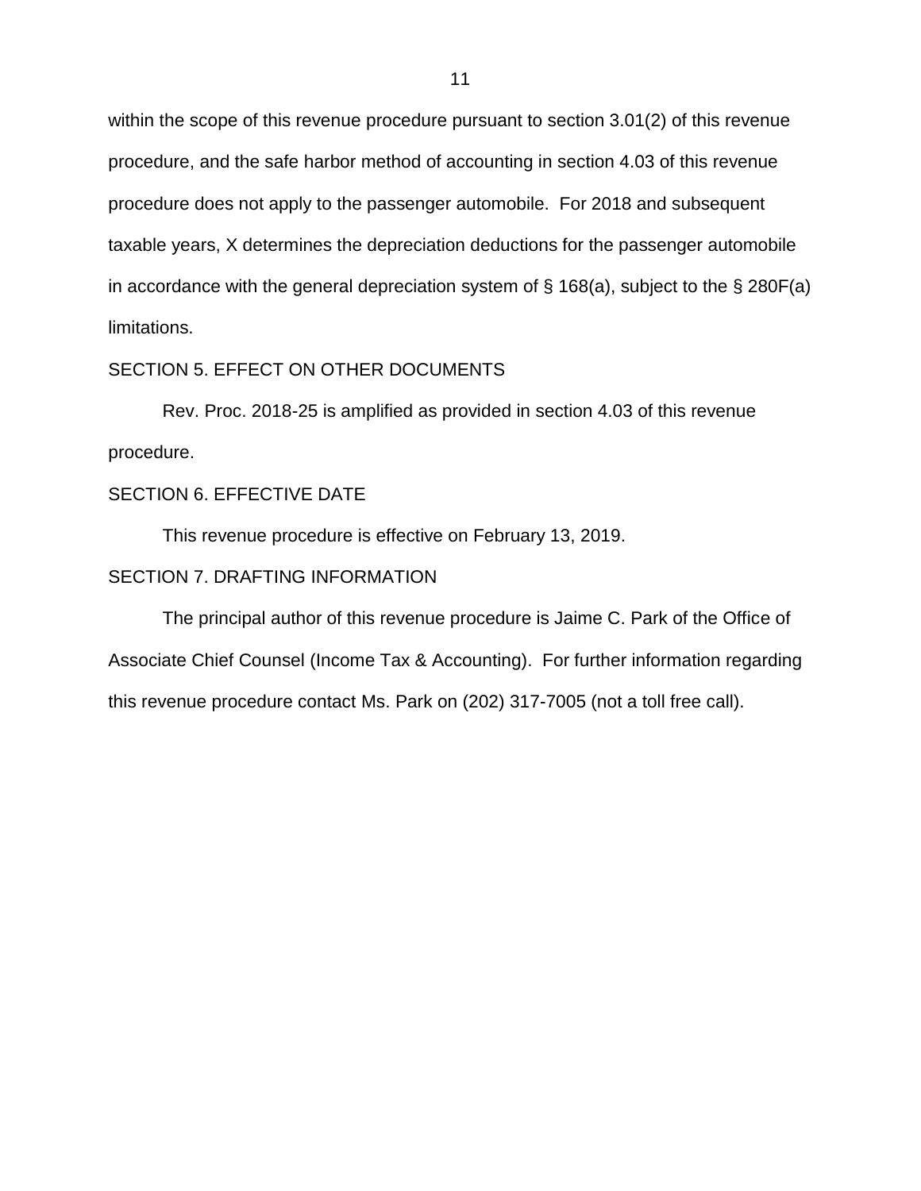within the scope of this revenue procedure pursuant to section 3.01(2) of this revenue procedure, and the safe harbor method of accounting in section 4.03 of this revenue procedure does not apply to the passenger automobile. For 2018 and subsequent taxable years, X determines the depreciation deductions for the passenger automobile in accordance with the general depreciation system of § 168(a), subject to the § 280F(a) limitations.

SECTION 5. EFFECT ON OTHER DOCUMENTS

Rev. Proc. 2018-25 is amplified as provided in section 4.03 of this revenue procedure.

SECTION 6. EFFECTIVE DATE

This revenue procedure is effective on February 13, 2019.

SECTION 7. DRAFTING INFORMATION

The principal author of this revenue procedure is Jaime C. Park of the Office of Associate Chief Counsel (Income Tax & Accounting). For further information regarding this revenue procedure contact Ms. Park on (202) 317-7005 (not a toll free call).